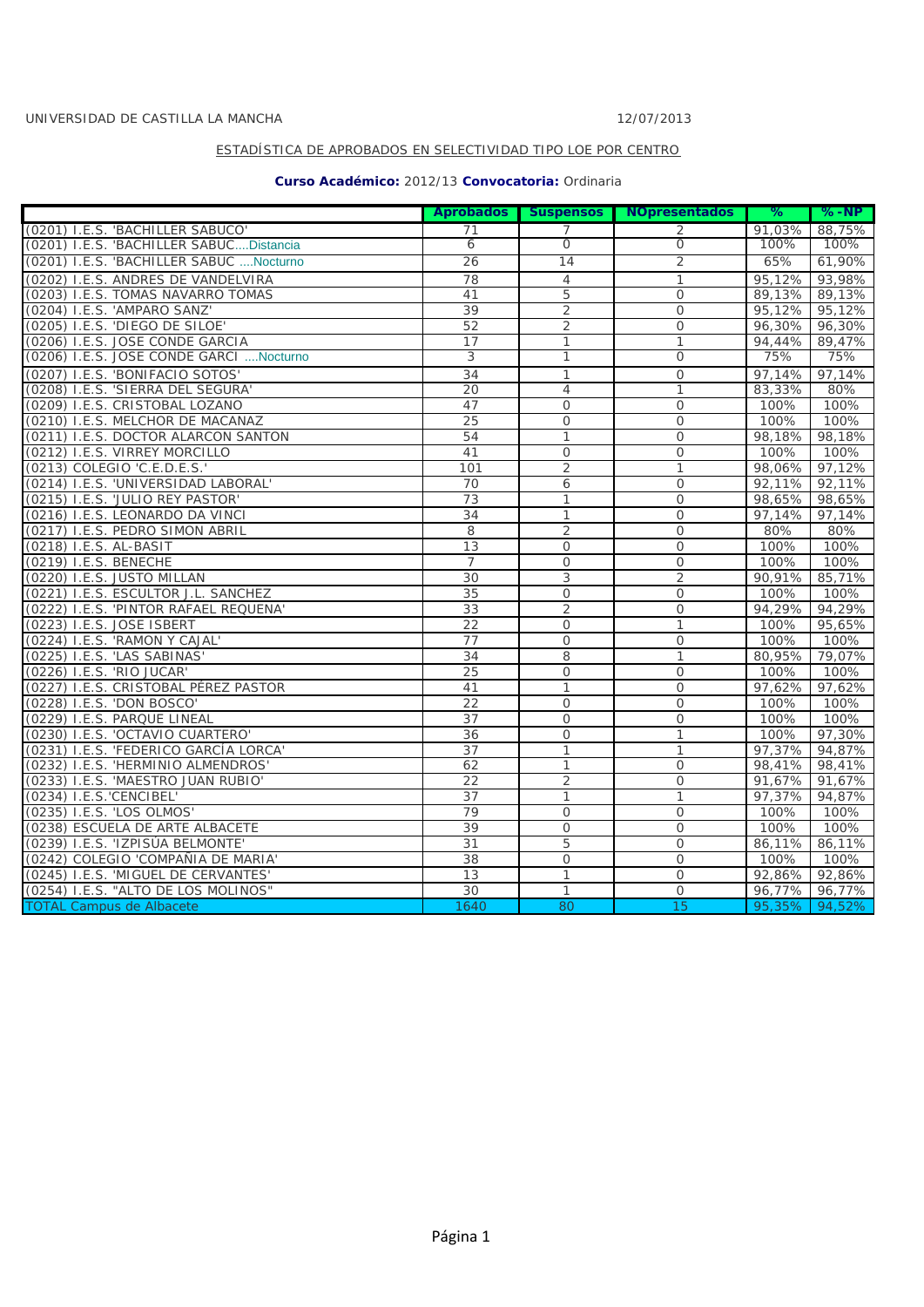UNIVERSIDAD DE CASTILLA LA MANCHA 12/07/2013

ESTADÍSTICA DE APROBADOS EN SELECTIVIDAD TIPO LOE POR CENTRO

**Curso Académico:** 2012/13 **Convocatoria:** Ordinaria

| | Aprobados | Suspensos | NOpresentados | % | % -NP |
|---|---|---|---|---|---|
| (0201) I.E.S. 'BACHILLER SABUCO' | 71 | 7 | 2 | 91,03% | 88,75% |
| (0201) I.E.S. 'BACHILLER SABUC....Distancia | 6 | 0 | 0 | 100% | 100% |
| (0201) I.E.S. 'BACHILLER SABUC ....Nocturno | 26 | 14 | 2 | 65% | 61,90% |
| (0202) I.E.S. ANDRES DE VANDELVIRA | 78 | 4 | 1 | 95,12% | 93,98% |
| (0203) I.E.S. TOMAS NAVARRO TOMAS | 41 | 5 | 0 | 89,13% | 89,13% |
| (0204) I.E.S. 'AMPARO SANZ' | 39 | 2 | 0 | 95,12% | 95,12% |
| (0205) I.E.S. 'DIEGO DE SILOE' | 52 | 2 | 0 | 96,30% | 96,30% |
| (0206) I.E.S. JOSE CONDE GARCIA | 17 | 1 | 1 | 94,44% | 89,47% |
| (0206) I.E.S. JOSE CONDE GARCI ....Nocturno | 3 | 1 | 0 | 75% | 75% |
| (0207) I.E.S. 'BONIFACIO SOTOS' | 34 | 1 | 0 | 97,14% | 97,14% |
| (0208) I.E.S. 'SIERRA DEL SEGURA' | 20 | 4 | 1 | 83,33% | 80% |
| (0209) I.E.S. CRISTOBAL LOZANO | 47 | 0 | 0 | 100% | 100% |
| (0210) I.E.S. MELCHOR DE MACANAZ | 25 | 0 | 0 | 100% | 100% |
| (0211) I.E.S. DOCTOR ALARCON SANTON | 54 | 1 | 0 | 98,18% | 98,18% |
| (0212) I.E.S. VIRREY MORCILLO | 41 | 0 | 0 | 100% | 100% |
| (0213) COLEGIO 'C.E.D.E.S.' | 101 | 2 | 1 | 98,06% | 97,12% |
| (0214) I.E.S. 'UNIVERSIDAD LABORAL' | 70 | 6 | 0 | 92,11% | 92,11% |
| (0215) I.E.S. 'JULIO REY PASTOR' | 73 | 1 | 0 | 98,65% | 98,65% |
| (0216) I.E.S. LEONARDO DA VINCI | 34 | 1 | 0 | 97,14% | 97,14% |
| (0217) I.E.S. PEDRO SIMON ABRIL | 8 | 2 | 0 | 80% | 80% |
| (0218) I.E.S. AL-BASIT | 13 | 0 | 0 | 100% | 100% |
| (0219) I.E.S. BENECHE | 7 | 0 | 0 | 100% | 100% |
| (0220) I.E.S. JUSTO MILLAN | 30 | 3 | 2 | 90,91% | 85,71% |
| (0221) I.E.S. ESCULTOR J.L. SANCHEZ | 35 | 0 | 0 | 100% | 100% |
| (0222) I.E.S. 'PINTOR RAFAEL REQUENA' | 33 | 2 | 0 | 94,29% | 94,29% |
| (0223) I.E.S. JOSE ISBERT | 22 | 0 | 1 | 100% | 95,65% |
| (0224) I.E.S. 'RAMON Y CAJAL' | 77 | 0 | 0 | 100% | 100% |
| (0225) I.E.S. 'LAS SABINAS' | 34 | 8 | 1 | 80,95% | 79,07% |
| (0226) I.E.S. 'RIO JUCAR' | 25 | 0 | 0 | 100% | 100% |
| (0227) I.E.S. CRISTOBAL PÉREZ PASTOR | 41 | 1 | 0 | 97,62% | 97,62% |
| (0228) I.E.S. 'DON BOSCO' | 22 | 0 | 0 | 100% | 100% |
| (0229) I.E.S. PARQUE LINEAL | 37 | 0 | 0 | 100% | 100% |
| (0230) I.E.S. 'OCTAVIO CUARTERO' | 36 | 0 | 1 | 100% | 97,30% |
| (0231) I.E.S. 'FEDERICO GARCÍA LORCA' | 37 | 1 | 1 | 97,37% | 94,87% |
| (0232) I.E.S. 'HERMINIO ALMENDROS' | 62 | 1 | 0 | 98,41% | 98,41% |
| (0233) I.E.S. 'MAESTRO JUAN RUBIO' | 22 | 2 | 0 | 91,67% | 91,67% |
| (0234) I.E.S.'CENCIBEL' | 37 | 1 | 1 | 97,37% | 94,87% |
| (0235) I.E.S. 'LOS OLMOS' | 79 | 0 | 0 | 100% | 100% |
| (0238) ESCUELA DE ARTE ALBACETE | 39 | 0 | 0 | 100% | 100% |
| (0239) I.E.S. 'IZPISÚA BELMONTE' | 31 | 5 | 0 | 86,11% | 86,11% |
| (0242) COLEGIO 'COMPAÑIA DE MARIA' | 38 | 0 | 0 | 100% | 100% |
| (0245) I.E.S. 'MIGUEL DE CERVANTES' | 13 | 1 | 0 | 92,86% | 92,86% |
| (0254) I.E.S. "ALTO DE LOS MOLINOS" | 30 | 1 | 0 | 96,77% | 96,77% |
| TOTAL Campus de Albacete | 1640 | 80 | 15 | 95,35% | 94,52% |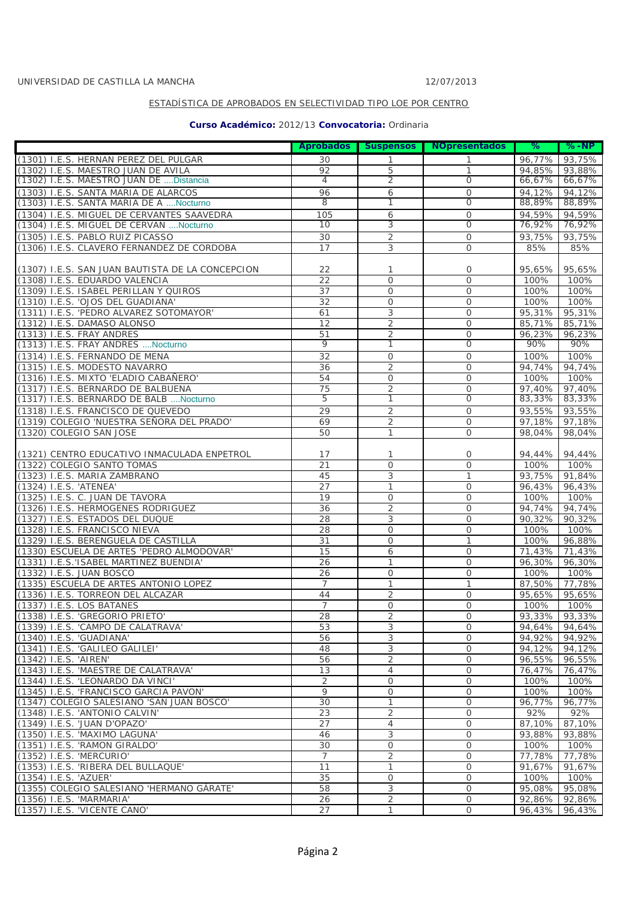UNIVERSIDAD DE CASTILLA LA MANCHA 12/07/2013

ESTADÍSTICA DE APROBADOS EN SELECTIVIDAD TIPO LOE POR CENTRO

**Curso Académico:** 2012/13 **Convocatoria:** Ordinaria

| | Aprobados | Suspensos | NOpresentados | % | % -NP |
|---|---|---|---|---|---|
| (1301) I.E.S. HERNAN PEREZ DEL PULGAR | 30 | 1 | 1 | 96,77% | 93,75% |
| (1302) I.E.S. MAESTRO JUAN DE AVILA | 92 | 5 | 1 | 94,85% | 93,88% |
| (1302) I.E.S. MAESTRO JUAN DE ....Distancia | 4 | 2 | 0 | 66,67% | 66,67% |
| (1303) I.E.S. SANTA MARIA DE ALARCOS | 96 | 6 | 0 | 94,12% | 94,12% |
| (1303) I.E.S. SANTA MARIA DE A ....Nocturno | 8 | 1 | 0 | 88,89% | 88,89% |
| (1304) I.E.S. MIGUEL DE CERVANTES SAAVEDRA | 105 | 6 | 0 | 94,59% | 94,59% |
| (1304) I.E.S. MIGUEL DE CERVAN ....Nocturno | 10 | 3 | 0 | 76,92% | 76,92% |
| (1305) I.E.S. PABLO RUIZ PICASSO | 30 | 2 | 0 | 93,75% | 93,75% |
| (1306) I.E.S. CLAVERO FERNANDEZ DE CORDOBA | 17 | 3 | 0 | 85% | 85% |
| (1307) I.E.S. SAN JUAN BAUTISTA DE LA CONCEPCION | 22 | 1 | 0 | 95,65% | 95,65% |
| (1308) I.E.S. EDUARDO VALENCIA | 22 | 0 | 0 | 100% | 100% |
| (1309) I.E.S. ISABEL PERILLAN Y QUIROS | 37 | 0 | 0 | 100% | 100% |
| (1310) I.E.S. 'OJOS DEL GUADIANA' | 32 | 0 | 0 | 100% | 100% |
| (1311) I.E.S. 'PEDRO ALVAREZ SOTOMAYOR' | 61 | 3 | 0 | 95,31% | 95,31% |
| (1312) I.E.S. DAMASO ALONSO | 12 | 2 | 0 | 85,71% | 85,71% |
| (1313) I.E.S. FRAY ANDRES | 51 | 2 | 0 | 96,23% | 96,23% |
| (1313) I.E.S. FRAY ANDRES ....Nocturno | 9 | 1 | 0 | 90% | 90% |
| (1314) I.E.S. FERNANDO DE MENA | 32 | 0 | 0 | 100% | 100% |
| (1315) I.E.S. MODESTO NAVARRO | 36 | 2 | 0 | 94,74% | 94,74% |
| (1316) I.E.S. MIXTO 'ELADIO CABAÑERO' | 54 | 0 | 0 | 100% | 100% |
| (1317) I.E.S. BERNARDO DE BALBUENA | 75 | 2 | 0 | 97,40% | 97,40% |
| (1317) I.E.S. BERNARDO DE BALB ....Nocturno | 5 | 1 | 0 | 83,33% | 83,33% |
| (1318) I.E.S. FRANCISCO DE QUEVEDO | 29 | 2 | 0 | 93,55% | 93,55% |
| (1319) COLEGIO 'NUESTRA SEÑORA DEL PRADO' | 69 | 2 | 0 | 97,18% | 97,18% |
| (1320) COLEGIO SAN JOSE | 50 | 1 | 0 | 98,04% | 98,04% |
| (1321) CENTRO EDUCATIVO INMACULADA ENPETROL | 17 | 1 | 0 | 94,44% | 94,44% |
| (1322) COLEGIO SANTO TOMAS | 21 | 0 | 0 | 100% | 100% |
| (1323) I.E.S. MARIA ZAMBRANO | 45 | 3 | 1 | 93,75% | 91,84% |
| (1324) I.E.S. 'ATENEA' | 27 | 1 | 0 | 96,43% | 96,43% |
| (1325) I.E.S. C. JUAN DE TAVORA | 19 | 0 | 0 | 100% | 100% |
| (1326) I.E.S. HERMOGENES RODRIGUEZ | 36 | 2 | 0 | 94,74% | 94,74% |
| (1327) I.E.S. ESTADOS DEL DUQUE | 28 | 3 | 0 | 90,32% | 90,32% |
| (1328) I.E.S. FRANCISCO NIEVA | 28 | 0 | 0 | 100% | 100% |
| (1329) I.E.S. BERENGUELA DE CASTILLA | 31 | 0 | 1 | 100% | 96,88% |
| (1330) ESCUELA DE ARTES 'PEDRO ALMODOVAR' | 15 | 6 | 0 | 71,43% | 71,43% |
| (1331) I.E.S.'ISABEL MARTINEZ BUENDIA' | 26 | 1 | 0 | 96,30% | 96,30% |
| (1332) I.E.S. JUAN BOSCO | 26 | 0 | 0 | 100% | 100% |
| (1335) ESCUELA DE ARTES ANTONIO LOPEZ | 7 | 1 | 1 | 87,50% | 77,78% |
| (1336) I.E.S. TORREON DEL ALCAZAR | 44 | 2 | 0 | 95,65% | 95,65% |
| (1337) I.E.S. LOS BATANES | 7 | 0 | 0 | 100% | 100% |
| (1338) I.E.S. 'GREGORIO PRIETO' | 28 | 2 | 0 | 93,33% | 93,33% |
| (1339) I.E.S. 'CAMPO DE CALATRAVA' | 53 | 3 | 0 | 94,64% | 94,64% |
| (1340) I.E.S. 'GUADIANA' | 56 | 3 | 0 | 94,92% | 94,92% |
| (1341) I.E.S. 'GALILEO GALILEI' | 48 | 3 | 0 | 94,12% | 94,12% |
| (1342) I.E.S. 'AIREN' | 56 | 2 | 0 | 96,55% | 96,55% |
| (1343) I.E.S. 'MAESTRE DE CALATRAVA' | 13 | 4 | 0 | 76,47% | 76,47% |
| (1344) I.E.S. 'LEONARDO DA VINCI' | 2 | 0 | 0 | 100% | 100% |
| (1345) I.E.S. 'FRANCISCO GARCIA PAVON' | 9 | 0 | 0 | 100% | 100% |
| (1347) COLEGIO SALESIANO 'SAN JUAN BOSCO' | 30 | 1 | 0 | 96,77% | 96,77% |
| (1348) I.E.S. 'ANTONIO CALVIN' | 23 | 2 | 0 | 92% | 92% |
| (1349) I.E.S. 'JUAN D'OPAZO' | 27 | 4 | 0 | 87,10% | 87,10% |
| (1350) I.E.S. 'MAXIMO LAGUNA' | 46 | 3 | 0 | 93,88% | 93,88% |
| (1351) I.E.S. 'RAMON GIRALDO' | 30 | 0 | 0 | 100% | 100% |
| (1352) I.E.S. 'MERCURIO' | 7 | 2 | 0 | 77,78% | 77,78% |
| (1353) I.E.S. 'RIBERA DEL BULLAQUE' | 11 | 1 | 0 | 91,67% | 91,67% |
| (1354) I.E.S. 'AZUER' | 35 | 0 | 0 | 100% | 100% |
| (1355) COLEGIO SALESIANO 'HERMANO GÁRATE' | 58 | 3 | 0 | 95,08% | 95,08% |
| (1356) I.E.S. 'MARMARIA' | 26 | 2 | 0 | 92,86% | 92,86% |
| (1357) I.E.S. 'VICENTE CANO' | 27 | 1 | 0 | 96,43% | 96,43% |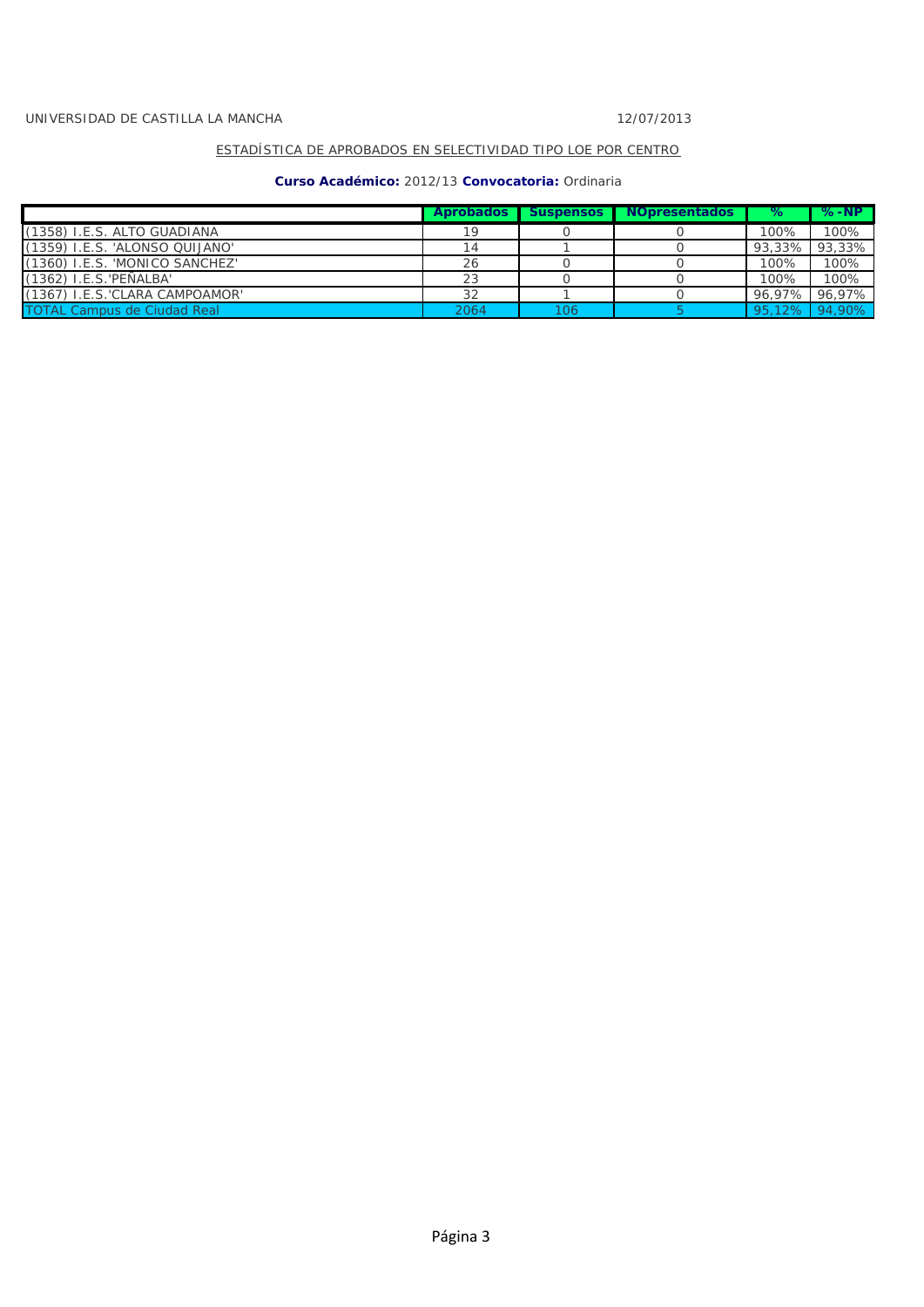UNIVERSIDAD DE CASTILLA LA MANCHA 12/07/2013

ESTADÍSTICA DE APROBADOS EN SELECTIVIDAD TIPO LOE POR CENTRO

**Curso Académico:** 2012/13 **Convocatoria:** Ordinaria

| | Aprobados | Suspensos | NOpresentados | % | % -NP |
|---|---|---|---|---|---|
| (1358) I.E.S. ALTO GUADIANA | 19 | 0 | 0 | 100% | 100% |
| (1359) I.E.S. 'ALONSO QUIJANO' | 14 | 1 | 0 | 93,33% | 93,33% |
| (1360) I.E.S. 'MONICO SANCHEZ' | 26 | 0 | 0 | 100% | 100% |
| (1362) I.E.S.'PEÑALBA' | 23 | 0 | 0 | 100% | 100% |
| (1367) I.E.S.'CLARA CAMPOAMOR' | 32 | 1 | 0 | 96,97% | 96,97% |
| TOTAL Campus de Ciudad Real | 2064 | 106 | 5 | 95,12% | 94,90% |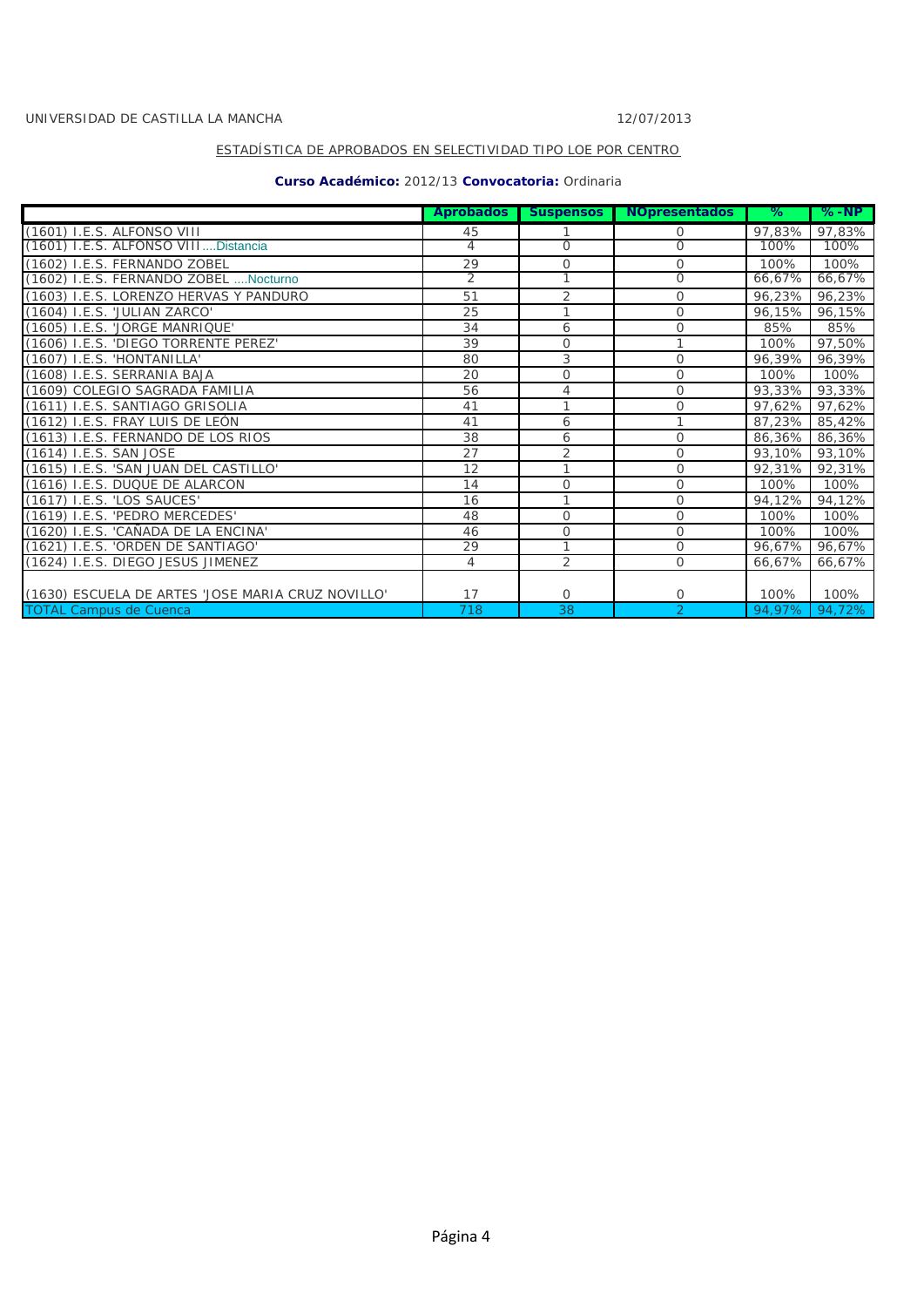UNIVERSIDAD DE CASTILLA LA MANCHA 12/07/2013

ESTADÍSTICA DE APROBADOS EN SELECTIVIDAD TIPO LOE POR CENTRO

**Curso Académico:** 2012/13 **Convocatoria:** Ordinaria

| | Aprobados | Suspensos | NOpresentados | % | % -NP |
|---|---|---|---|---|---|
| (1601) I.E.S. ALFONSO VIII | 45 | 1 | 0 | 97,83% | 97,83% |
| (1601) I.E.S. ALFONSO VIII ....Distancia | 4 | 0 | 0 | 100% | 100% |
| (1602) I.E.S. FERNANDO ZOBEL | 29 | 0 | 0 | 100% | 100% |
| (1602) I.E.S. FERNANDO ZOBEL ....Nocturno | 2 | 1 | 0 | 66,67% | 66,67% |
| (1603) I.E.S. LORENZO HERVAS Y PANDURO | 51 | 2 | 0 | 96,23% | 96,23% |
| (1604) I.E.S. 'JULIAN ZARCO' | 25 | 1 | 0 | 96,15% | 96,15% |
| (1605) I.E.S. 'JORGE MANRIQUE' | 34 | 6 | 0 | 85% | 85% |
| (1606) I.E.S. 'DIEGO TORRENTE PEREZ' | 39 | 0 | 1 | 100% | 97,50% |
| (1607) I.E.S. 'HONTANILLA' | 80 | 3 | 0 | 96,39% | 96,39% |
| (1608) I.E.S. SERRANIA BAJA | 20 | 0 | 0 | 100% | 100% |
| (1609) COLEGIO SAGRADA FAMILIA | 56 | 4 | 0 | 93,33% | 93,33% |
| (1611) I.E.S. SANTIAGO GRISOLIA | 41 | 1 | 0 | 97,62% | 97,62% |
| (1612) I.E.S. FRAY LUIS DE LEÓN | 41 | 6 | 1 | 87,23% | 85,42% |
| (1613) I.E.S. FERNANDO DE LOS RIOS | 38 | 6 | 0 | 86,36% | 86,36% |
| (1614) I.E.S. SAN JOSE | 27 | 2 | 0 | 93,10% | 93,10% |
| (1615) I.E.S. 'SAN JUAN DEL CASTILLO' | 12 | 1 | 0 | 92,31% | 92,31% |
| (1616) I.E.S. DUQUE DE ALARCON | 14 | 0 | 0 | 100% | 100% |
| (1617) I.E.S. 'LOS SAUCES' | 16 | 1 | 0 | 94,12% | 94,12% |
| (1619) I.E.S. 'PEDRO MERCEDES' | 48 | 0 | 0 | 100% | 100% |
| (1620) I.E.S. 'CAÑADA DE LA ENCINA' | 46 | 0 | 0 | 100% | 100% |
| (1621) I.E.S. 'ORDEN DE SANTIAGO' | 29 | 1 | 0 | 96,67% | 96,67% |
| (1624) I.E.S. DIEGO JESUS JIMENEZ | 4 | 2 | 0 | 66,67% | 66,67% |
| (1630) ESCUELA DE ARTES 'JOSE MARIA CRUZ NOVILLO' | 17 | 0 | 0 | 100% | 100% |
| TOTAL Campus de Cuenca | 718 | 38 | 2 | 94,97% | 94,72% |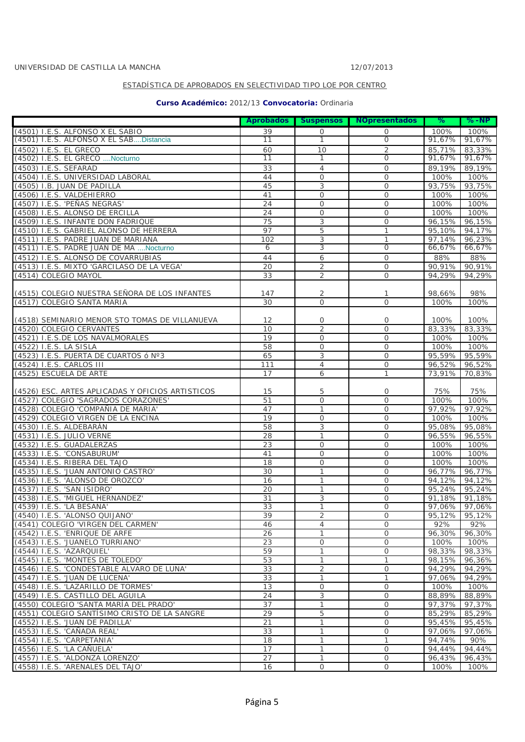UNIVERSIDAD DE CASTILLA LA MANCHA 12/07/2013

ESTADÍSTICA DE APROBADOS EN SELECTIVIDAD TIPO LOE POR CENTRO

**Curso Académico:** 2012/13 **Convocatoria:** Ordinaria

| | Aprobados | Suspensos | NOpresentados | % | % -NP |
|---|---|---|---|---|---|
| (4501) I.E.S. ALFONSO X EL SABIO | 39 | 0 | 0 | 100% | 100% |
| (4501) I.E.S. ALFONSO X EL SAB....Distancia | 11 | 1 | 0 | 91,67% | 91,67% |
| (4502) I.E.S. EL GRECO | 60 | 10 | 2 | 85,71% | 83,33% |
| (4502) I.E.S. EL GRECO ....Nocturno | 11 | 1 | 0 | 91,67% | 91,67% |
| (4503) I.E.S. SEFARAD | 33 | 4 | 0 | 89,19% | 89,19% |
| (4504) I.E.S. UNIVERSIDAD LABORAL | 44 | 0 | 0 | 100% | 100% |
| (4505) I.B. JUAN DE PADILLA | 45 | 3 | 0 | 93,75% | 93,75% |
| (4506) I.E.S. VALDEHIERRO | 41 | 0 | 0 | 100% | 100% |
| (4507) I.E.S. 'PEÑAS NEGRAS' | 24 | 0 | 0 | 100% | 100% |
| (4508) I.E.S. ALONSO DE ERCILLA | 24 | 0 | 0 | 100% | 100% |
| (4509) I.E.S. INFANTE DON FADRIQUE | 75 | 3 | 0 | 96,15% | 96,15% |
| (4510) I.E.S. GABRIEL ALONSO DE HERRERA | 97 | 5 | 1 | 95,10% | 94,17% |
| (4511) I.E.S. PADRE JUAN DE MARIANA | 102 | 3 | 1 | 97,14% | 96,23% |
| (4511) I.E.S. PADRE JUAN DE MA ....Nocturno | 6 | 3 | 0 | 66,67% | 66,67% |
| (4512) I.E.S. ALONSO DE COVARRUBIAS | 44 | 6 | 0 | 88% | 88% |
| (4513) I.E.S. MIXTO 'GARCILASO DE LA VEGA' | 20 | 2 | 0 | 90,91% | 90,91% |
| (4514) COLEGIO MAYOL | 33 | 2 | 0 | 94,29% | 94,29% |
| (4515) COLEGIO NUESTRA SEÑORA DE LOS INFANTES | 147 | 2 | 1 | 98,66% | 98% |
| (4517) COLEGIO SANTA MARIA | 30 | 0 | 0 | 100% | 100% |
| (4518) SEMINARIO MENOR STO TOMAS DE VILLANUEVA | 12 | 0 | 0 | 100% | 100% |
| (4520) COLEGIO CERVANTES | 10 | 2 | 0 | 83,33% | 83,33% |
| (4521) I.E.S.DE LOS NAVALMORALES | 19 | 0 | 0 | 100% | 100% |
| (4522) I.E.S. LA SISLA | 58 | 0 | 0 | 100% | 100% |
| (4523) I.E.S. PUERTA DE CUARTOS ó Nº3 | 65 | 3 | 0 | 95,59% | 95,59% |
| (4524) I.E.S. CARLOS III | 111 | 4 | 0 | 96,52% | 96,52% |
| (4525) ESCUELA DE ARTE | 17 | 6 | 1 | 73,91% | 70,83% |
| (4526) ESC. ARTES APLICADAS Y OFICIOS ARTISTICOS | 15 | 5 | 0 | 75% | 75% |
| (4527) COLEGIO 'SAGRADOS CORAZONES' | 51 | 0 | 0 | 100% | 100% |
| (4528) COLEGIO 'COMPAÑIA DE MARIA' | 47 | 1 | 0 | 97,92% | 97,92% |
| (4529) COLEGIO VIRGEN DE LA ENCINA | 19 | 0 | 0 | 100% | 100% |
| (4530) I.E.S. ALDEBARÁN | 58 | 3 | 0 | 95,08% | 95,08% |
| (4531) I.E.S. JULIO VERNE | 28 | 1 | 0 | 96,55% | 96,55% |
| (4532) I.E.S. GUADALERZAS | 23 | 0 | 0 | 100% | 100% |
| (4533) I.E.S. 'CONSABURUM' | 41 | 0 | 0 | 100% | 100% |
| (4534) I.E.S. RIBERA DEL TAJO | 18 | 0 | 0 | 100% | 100% |
| (4535) I.E.S. 'JUAN ANTONIO CASTRO' | 30 | 1 | 0 | 96,77% | 96,77% |
| (4536) I.E.S. 'ALONSO DE OROZCO' | 16 | 1 | 0 | 94,12% | 94,12% |
| (4537) I.E.S. 'SAN ISIDRO' | 20 | 1 | 0 | 95,24% | 95,24% |
| (4538) I.E.S. 'MIGUEL HERNANDEZ' | 31 | 3 | 0 | 91,18% | 91,18% |
| (4539) I.E.S. 'LA BESANA' | 33 | 1 | 0 | 97,06% | 97,06% |
| (4540) I.E.S. 'ALONSO QUIJANO' | 39 | 2 | 0 | 95,12% | 95,12% |
| (4541) COLEGIO 'VIRGEN DEL CARMEN' | 46 | 4 | 0 | 92% | 92% |
| (4542) I.E.S. 'ENRIQUE DE ARFE | 26 | 1 | 0 | 96,30% | 96,30% |
| (4543) I.E.S. 'JUANELO TURRIANO' | 23 | 0 | 0 | 100% | 100% |
| (4544) I.E.S. 'AZARQUIEL' | 59 | 1 | 0 | 98,33% | 98,33% |
| (4545) I.E.S. 'MONTES DE TOLEDO' | 53 | 1 | 1 | 98,15% | 96,36% |
| (4546) I.E.S. 'CONDESTABLE ALVARO DE LUNA' | 33 | 2 | 0 | 94,29% | 94,29% |
| (4547) I.E.S. 'JUAN DE LUCENA' | 33 | 1 | 1 | 97,06% | 94,29% |
| (4548) I.E.S. 'LAZARILLO DE TORMES' | 13 | 0 | 0 | 100% | 100% |
| (4549) I.E.S. CASTILLO DEL AGUILA | 24 | 3 | 0 | 88,89% | 88,89% |
| (4550) COLEGIO 'SANTA MARÍA DEL PRADO' | 37 | 1 | 0 | 97,37% | 97,37% |
| (4551) COLEGIO SANTÍSIMO CRISTO DE LA SANGRE | 29 | 5 | 0 | 85,29% | 85,29% |
| (4552) I.E.S. 'JUAN DE PADILLA' | 21 | 1 | 0 | 95,45% | 95,45% |
| (4553) I.E.S. 'CAÑADA REAL' | 33 | 1 | 0 | 97,06% | 97,06% |
| (4554) I.E.S. 'CARPETANIA' | 18 | 1 | 1 | 94,74% | 90% |
| (4556) I.E.S. 'LA CAÑUELA' | 17 | 1 | 0 | 94,44% | 94,44% |
| (4557) I.E.S. 'ALDONZA LORENZO' | 27 | 1 | 0 | 96,43% | 96,43% |
| (4558) I.E.S. 'ARENALES DEL TAJO' | 16 | 0 | 0 | 100% | 100% |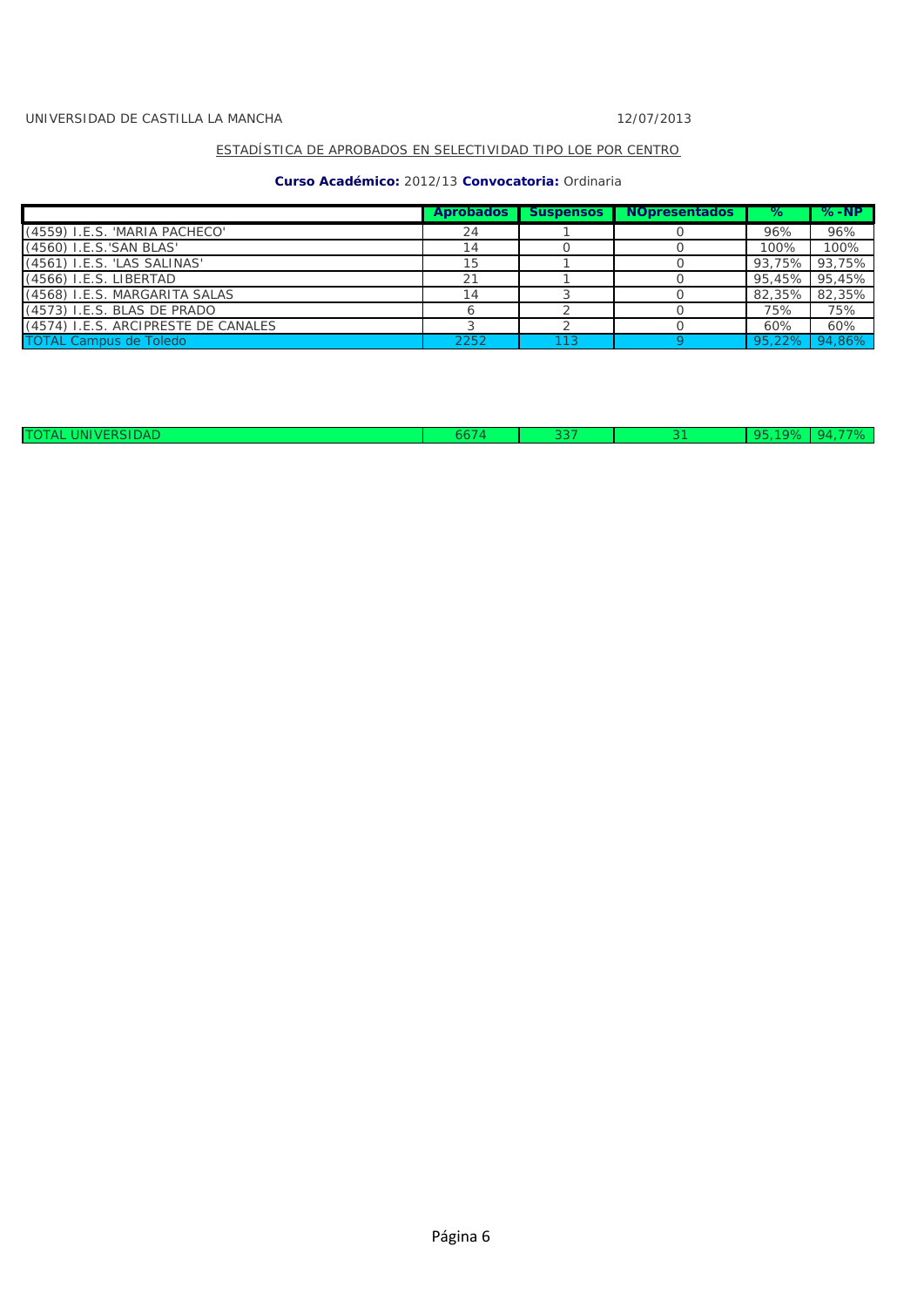UNIVERSIDAD DE CASTILLA LA MANCHA 12/07/2013

ESTADÍSTICA DE APROBADOS EN SELECTIVIDAD TIPO LOE POR CENTRO

**Curso Académico:** 2012/13 **Convocatoria:** Ordinaria

| | Aprobados | Suspensos | NOpresentados | % | % -NP |
|---|---|---|---|---|---|
| (4559) I.E.S. 'MARIA PACHECO' | 24 | 1 | 0 | 96% | 96% |
| (4560) I.E.S.'SAN BLAS' | 14 | 0 | 0 | 100% | 100% |
| (4561) I.E.S. 'LAS SALINAS' | 15 | 1 | 0 | 93,75% | 93,75% |
| (4566) I.E.S. LIBERTAD | 21 | 1 | 0 | 95,45% | 95,45% |
| (4568) I.E.S. MARGARITA SALAS | 14 | 3 | 0 | 82,35% | 82,35% |
| (4573) I.E.S. BLAS DE PRADO | 6 | 2 | 0 | 75% | 75% |
| (4574) I.E.S. ARCIPRESTE DE CANALES | 3 | 2 | 0 | 60% | 60% |
| TOTAL Campus de Toledo | 2252 | 113 | 9 | 95,22% | 94,86% |

| | | | | | |
|---|---|---|---|---|---|
| TOTAL UNIVERSIDAD | 6674 | 337 | 31 | 95,19% | 94,77% |